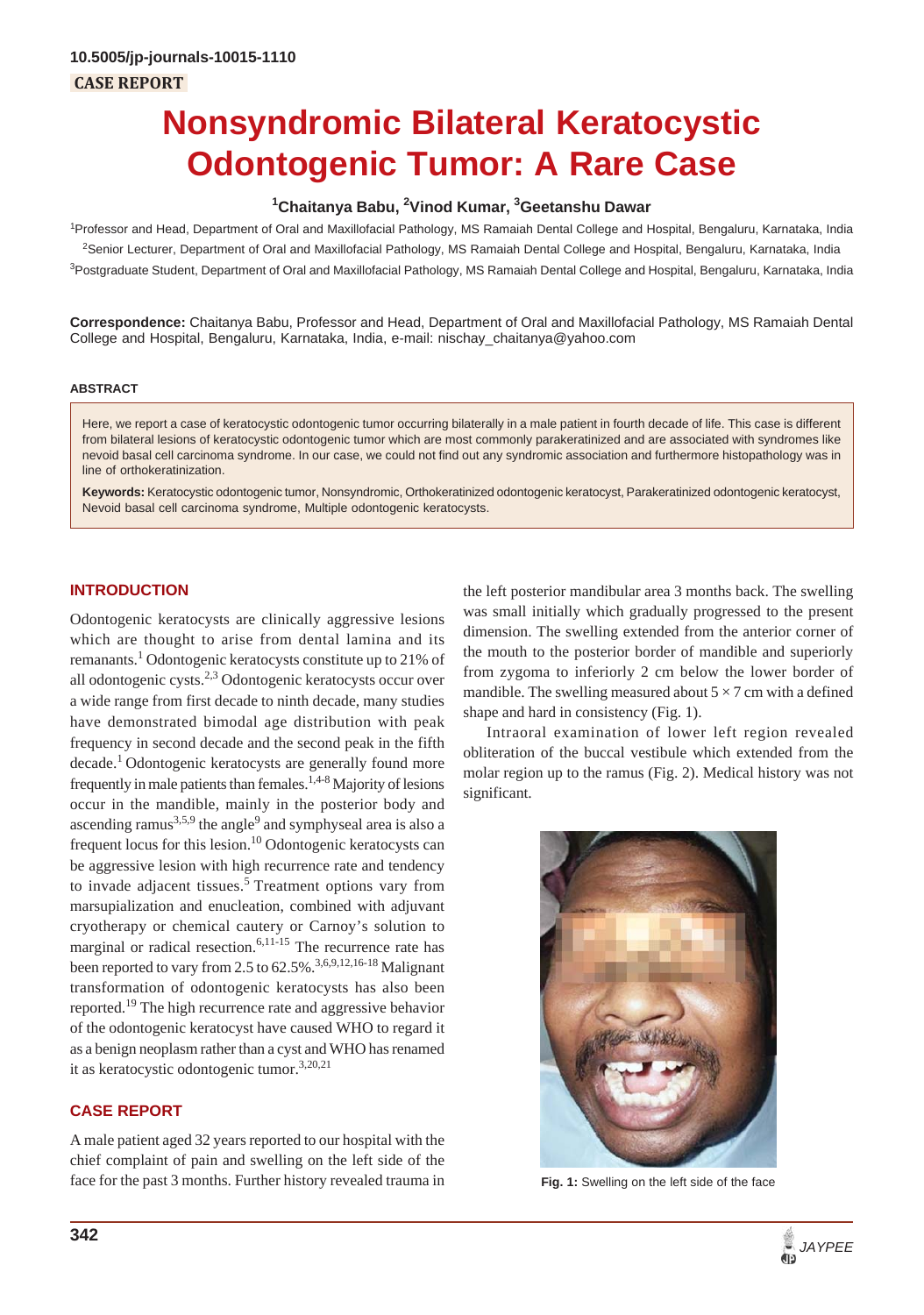10.5005/jp-journals-10015-1110

**CASE REPORT**

# Nonsyndromic Bilateral Keratocystic Odontogenic Tumor: A Rare Case

[1]Chaitanya Babu, [2]Vinod Kumar, [3]Geetanshu Dawar

[1]Professor and Head, Department of Oral and Maxillofacial Pathology, MS Ramaiah Dental College and Hospital, Bengaluru, Karnataka, India

[2]Senior Lecturer, Department of Oral and Maxillofacial Pathology, MS Ramaiah Dental College and Hospital, Bengaluru, Karnataka, India

[3]Postgraduate Student, Department of Oral and Maxillofacial Pathology, MS Ramaiah Dental College and Hospital, Bengaluru, Karnataka, India

**Correspondence:** Chaitanya Babu, Professor and Head, Department of Oral and Maxillofacial Pathology, MS Ramaiah Dental College and Hospital, Bengaluru, Karnataka, India, e-mail: nischay_chaitanya@yahoo.com

## ABSTRACT

Here, we report a case of keratocystic odontogenic tumor occurring bilaterally in a male patient in fourth decade of life. This case is different from bilateral lesions of keratocystic odontogenic tumor which are most commonly parakeratinized and are associated with syndromes like nevoid basal cell carcinoma syndrome. In our case, we could not find out any syndromic association and furthermore histopathology was in line of orthokeratinization.

**Keywords:** Keratocystic odontogenic tumor, Nonsyndromic, Orthokeratinized odontogenic keratocyst, Parakeratinized odontogenic keratocyst, Nevoid basal cell carcinoma syndrome, Multiple odontogenic keratocysts.

## INTRODUCTION

Odontogenic keratocysts are clinically aggressive lesions which are thought to arise from dental lamina and its remanants.[1] Odontogenic keratocysts constitute up to 21% of all odontogenic cysts.[2,3] Odontogenic keratocysts occur over a wide range from first decade to ninth decade, many studies have demonstrated bimodal age distribution with peak frequency in second decade and the second peak in the fifth decade.[1] Odontogenic keratocysts are generally found more frequently in male patients than females.[1,4-8] Majority of lesions occur in the mandible, mainly in the posterior body and ascending ramus[3,5,9] the angle[9] and symphyseal area is also a frequent locus for this lesion.[10] Odontogenic keratocysts can be aggressive lesion with high recurrence rate and tendency to invade adjacent tissues.[5] Treatment options vary from marsupialization and enucleation, combined with adjuvant cryotherapy or chemical cautery or Carnoy's solution to marginal or radical resection.[6,11-15] The recurrence rate has been reported to vary from 2.5 to 62.5%.[3,6,9,12,16-18] Malignant transformation of odontogenic keratocysts has also been reported.[19] The high recurrence rate and aggressive behavior of the odontogenic keratocyst have caused WHO to regard it as a benign neoplasm rather than a cyst and WHO has renamed it as keratocystic odontogenic tumor.[3,20,21]

## CASE REPORT

A male patient aged 32 years reported to our hospital with the chief complaint of pain and swelling on the left side of the face for the past 3 months. Further history revealed trauma in the left posterior mandibular area 3 months back. The swelling was small initially which gradually progressed to the present dimension. The swelling extended from the anterior corner of the mouth to the posterior border of mandible and superiorly from zygoma to inferiorly 2 cm below the lower border of mandible. The swelling measured about $5 \times 7$ cm with a defined shape and hard in consistency (Fig. 1).

Intraoral examination of lower left region revealed obliteration of the buccal vestibule which extended from the molar region up to the ramus (Fig. 2). Medical history was not significant.

**Fig. 1:** Swelling on the left side of the face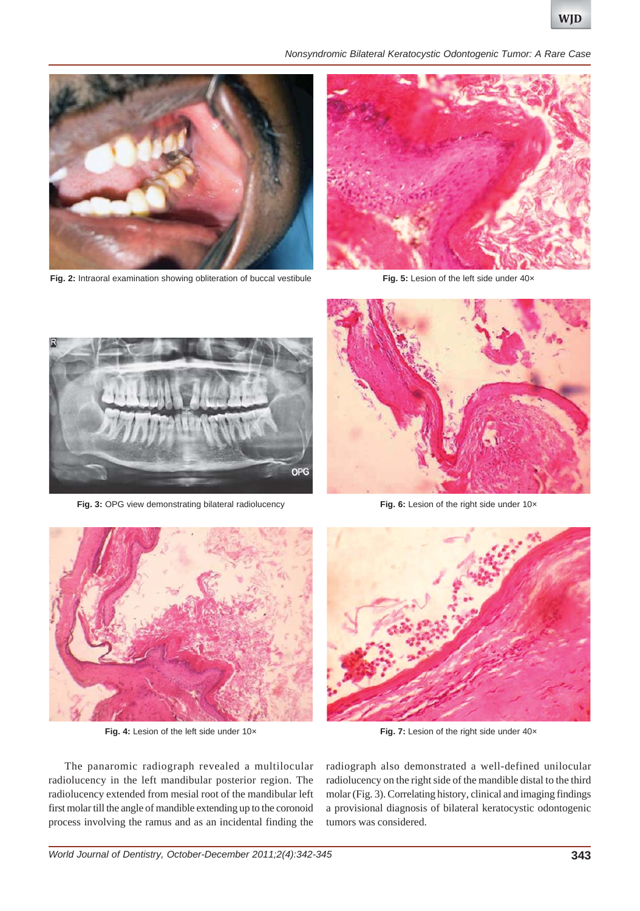Fig. 2: Intraoral examination showing obliteration of buccal vestibule

Fig. 5: Lesion of the left side under 40×

Fig. 3: OPG view demonstrating bilateral radiolucency

Fig. 6: Lesion of the right side under 10×

Fig. 4: Lesion of the left side under 10×

Fig. 7: Lesion of the right side under 40×

The panaromic radiograph revealed a multilocular radiolucency in the left mandibular posterior region. The radiolucency extended from mesial root of the mandibular left first molar till the angle of mandible extending up to the coronoid process involving the ramus and as an incidental finding the radiograph also demonstrated a well-defined unilocular radiolucency on the right side of the mandible distal to the third molar (Fig. 3). Correlating history, clinical and imaging findings a provisional diagnosis of bilateral keratocystic odontogenic tumors was considered.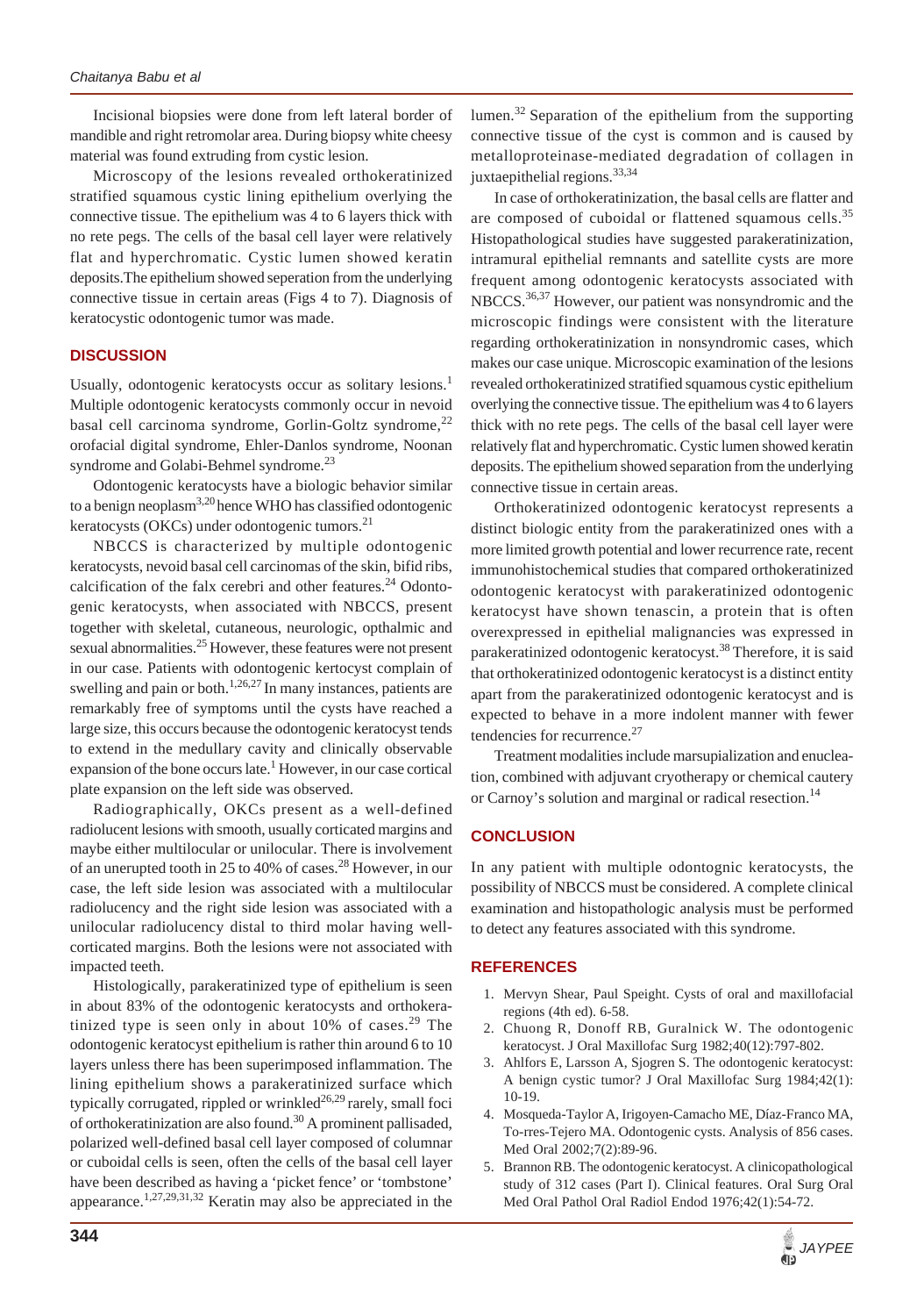Incisional biopsies were done from left lateral border of mandible and right retromolar area. During biopsy white cheesy material was found extruding from cystic lesion.

Microscopy of the lesions revealed orthokeratinized stratified squamous cystic lining epithelium overlying the connective tissue. The epithelium was 4 to 6 layers thick with no rete pegs. The cells of the basal cell layer were relatively flat and hyperchromatic. Cystic lumen showed keratin deposits.The epithelium showed seperation from the underlying connective tissue in certain areas (Figs 4 to 7). Diagnosis of keratocystic odontogenic tumor was made.

## DISCUSSION

Usually, odontogenic keratocysts occur as solitary lesions.[1] Multiple odontogenic keratocysts commonly occur in nevoid basal cell carcinoma syndrome, Gorlin-Goltz syndrome,[22] orofacial digital syndrome, Ehler-Danlos syndrome, Noonan syndrome and Golabi-Behmel syndrome.[23]

Odontogenic keratocysts have a biologic behavior similar to a benign neoplasm[3,20] hence WHO has classified odontogenic keratocysts (OKCs) under odontogenic tumors.[21]

NBCCS is characterized by multiple odontogenic keratocysts, nevoid basal cell carcinomas of the skin, bifid ribs, calcification of the falx cerebri and other features.[24] Odontogenic keratocysts, when associated with NBCCS, present together with skeletal, cutaneous, neurologic, opthalmic and sexual abnormalities.[25] However, these features were not present in our case. Patients with odontogenic kertocyst complain of swelling and pain or both.[1,26,27] In many instances, patients are remarkably free of symptoms until the cysts have reached a large size, this occurs because the odontogenic keratocyst tends to extend in the medullary cavity and clinically observable expansion of the bone occurs late.[1] However, in our case cortical plate expansion on the left side was observed.

Radiographically, OKCs present as a well-defined radiolucent lesions with smooth, usually corticated margins and maybe either multilocular or unilocular. There is involvement of an unerupted tooth in 25 to 40% of cases.[28] However, in our case, the left side lesion was associated with a multilocular radiolucency and the right side lesion was associated with a unilocular radiolucency distal to third molar having well-corticated margins. Both the lesions were not associated with impacted teeth.

Histologically, parakeratinized type of epithelium is seen in about 83% of the odontogenic keratocysts and orthokeratinized type is seen only in about 10% of cases.[29] The odontogenic keratocyst epithelium is rather thin around 6 to 10 layers unless there has been superimposed inflammation. The lining epithelium shows a parakeratinized surface which typically corrugated, rippled or wrinkled[26,29] rarely, small foci of orthokeratinization are also found.[30] A prominent pallisaded, polarized well-defined basal cell layer composed of columnar or cuboidal cells is seen, often the cells of the basal cell layer have been described as having a 'picket fence' or 'tombstone' appearance.[1,27,29,31,32] Keratin may also be appreciated in the lumen.[32] Separation of the epithelium from the supporting connective tissue of the cyst is common and is caused by metalloproteinase-mediated degradation of collagen in juxtaepithelial regions.[33,34]

In case of orthokeratinization, the basal cells are flatter and are composed of cuboidal or flattened squamous cells.[35] Histopathological studies have suggested parakeratinization, intramural epithelial remnants and satellite cysts are more frequent among odontogenic keratocysts associated with NBCCS.[36,37] However, our patient was nonsyndromic and the microscopic findings were consistent with the literature regarding orthokeratinization in nonsyndromic cases, which makes our case unique. Microscopic examination of the lesions revealed orthokeratinized stratified squamous cystic epithelium overlying the connective tissue. The epithelium was 4 to 6 layers thick with no rete pegs. The cells of the basal cell layer were relatively flat and hyperchromatic. Cystic lumen showed keratin deposits. The epithelium showed separation from the underlying connective tissue in certain areas.

Orthokeratinized odontogenic keratocyst represents a distinct biologic entity from the parakeratinized ones with a more limited growth potential and lower recurrence rate, recent immunohistochemical studies that compared orthokeratinized odontogenic keratocyst with parakeratinized odontogenic keratocyst have shown tenascin, a protein that is often overexpressed in epithelial malignancies was expressed in parakeratinized odontogenic keratocyst.[38] Therefore, it is said that orthokeratinized odontogenic keratocyst is a distinct entity apart from the parakeratinized odontogenic keratocyst and is expected to behave in a more indolent manner with fewer tendencies for recurrence.[27]

Treatment modalities include marsupialization and enucleation, combined with adjuvant cryotherapy or chemical cautery or Carnoy's solution and marginal or radical resection.[14]

## CONCLUSION

In any patient with multiple odontognic keratocysts, the possibility of NBCCS must be considered. A complete clinical examination and histopathologic analysis must be performed to detect any features associated with this syndrome.

## REFERENCES

1. Mervyn Shear, Paul Speight. Cysts of oral and maxillofacial regions (4th ed). 6-58.
2. Chuong R, Donoff RB, Guralnick W. The odontogenic keratocyst. J Oral Maxillofac Surg 1982;40(12):797-802.
3. Ahlfors E, Larsson A, Sjogren S. The odontogenic keratocyst: A benign cystic tumor? J Oral Maxillofac Surg 1984;42(1): 10-19.
4. Mosqueda-Taylor A, Irigoyen-Camacho ME, Díaz-Franco MA, To-rres-Tejero MA. Odontogenic cysts. Analysis of 856 cases. Med Oral 2002;7(2):89-96.
5. Brannon RB. The odontogenic keratocyst. A clinicopathological study of 312 cases (Part I). Clinical features. Oral Surg Oral Med Oral Pathol Oral Radiol Endod 1976;42(1):54-72.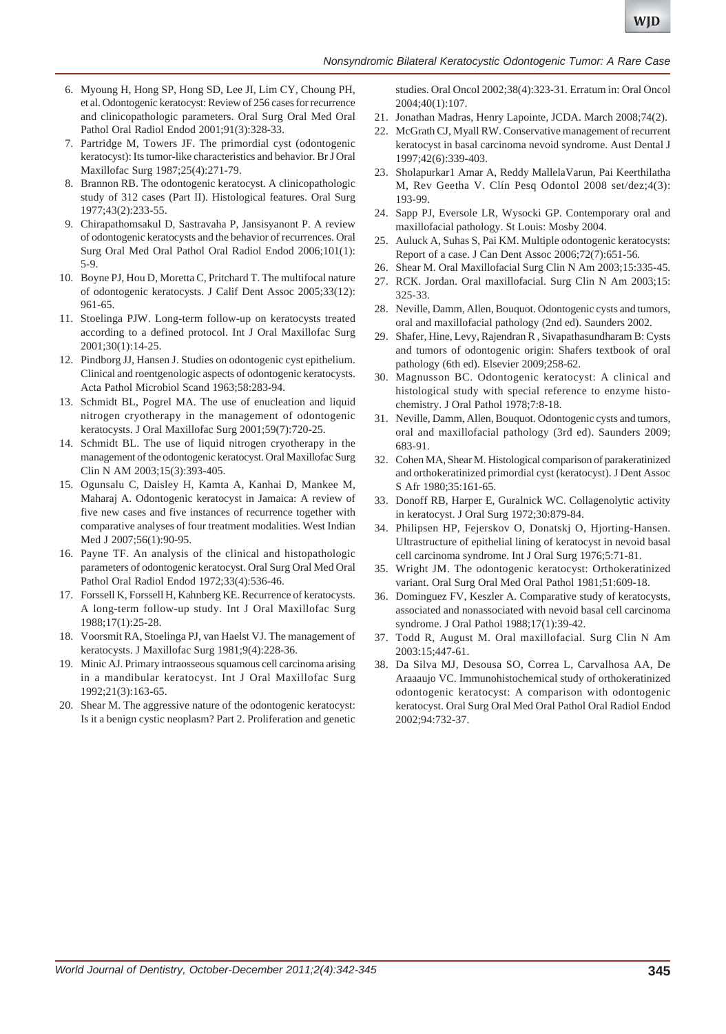6. Myoung H, Hong SP, Hong SD, Lee JI, Lim CY, Choung PH, et al. Odontogenic keratocyst: Review of 256 cases for recurrence and clinicopathologic parameters. Oral Surg Oral Med Oral Pathol Oral Radiol Endod 2001;91(3):328-33.
7. Partridge M, Towers JF. The primordial cyst (odontogenic keratocyst): Its tumor-like characteristics and behavior. Br J Oral Maxillofac Surg 1987;25(4):271-79.
8. Brannon RB. The odontogenic keratocyst. A clinicopathologic study of 312 cases (Part II). Histological features. Oral Surg 1977;43(2):233-55.
9. Chirapathomsakul D, Sastravaha P, Jansisyanont P. A review of odontogenic keratocysts and the behavior of recurrences. Oral Surg Oral Med Oral Pathol Oral Radiol Endod 2006;101(1): 5-9.
10. Boyne PJ, Hou D, Moretta C, Pritchard T. The multifocal nature of odontogenic keratocysts. J Calif Dent Assoc 2005;33(12): 961-65.
11. Stoelinga PJW. Long-term follow-up on keratocysts treated according to a defined protocol. Int J Oral Maxillofac Surg 2001;30(1):14-25.
12. Pindborg JJ, Hansen J. Studies on odontogenic cyst epithelium. Clinical and roentgenologic aspects of odontogenic keratocysts. Acta Pathol Microbiol Scand 1963;58:283-94.
13. Schmidt BL, Pogrel MA. The use of enucleation and liquid nitrogen cryotherapy in the management of odontogenic keratocysts. J Oral Maxillofac Surg 2001;59(7):720-25.
14. Schmidt BL. The use of liquid nitrogen cryotherapy in the management of the odontogenic keratocyst. Oral Maxillofac Surg Clin N AM 2003;15(3):393-405.
15. Ogunsalu C, Daisley H, Kamta A, Kanhai D, Mankee M, Maharaj A. Odontogenic keratocyst in Jamaica: A review of five new cases and five instances of recurrence together with comparative analyses of four treatment modalities. West Indian Med J 2007;56(1):90-95.
16. Payne TF. An analysis of the clinical and histopathologic parameters of odontogenic keratocyst. Oral Surg Oral Med Oral Pathol Oral Radiol Endod 1972;33(4):536-46.
17. Forssell K, Forssell H, Kahnberg KE. Recurrence of keratocysts. A long-term follow-up study. Int J Oral Maxillofac Surg 1988;17(1):25-28.
18. Voorsmit RA, Stoelinga PJ, van Haelst VJ. The management of keratocysts. J Maxillofac Surg 1981;9(4):228-36.
19. Minic AJ. Primary intraosseous squamous cell carcinoma arising in a mandibular keratocyst. Int J Oral Maxillofac Surg 1992;21(3):163-65.
20. Shear M. The aggressive nature of the odontogenic keratocyst: Is it a benign cystic neoplasm? Part 2. Proliferation and genetic studies. Oral Oncol 2002;38(4):323-31. Erratum in: Oral Oncol 2004;40(1):107.
21. Jonathan Madras, Henry Lapointe, JCDA. March 2008;74(2).
22. McGrath CJ, Myall RW. Conservative management of recurrent keratocyst in basal carcinoma nevoid syndrome. Aust Dental J 1997;42(6):339-403.
23. Sholapurkar1 Amar A, Reddy MallelaVarun, Pai Keerthilatha M, Rev Geetha V. Clín Pesq Odontol 2008 set/dez;4(3): 193-99.
24. Sapp PJ, Eversole LR, Wysocki GP. Contemporary oral and maxillofacial pathology. St Louis: Mosby 2004.
25. Auluck A, Suhas S, Pai KM. Multiple odontogenic keratocysts: Report of a case. J Can Dent Assoc 2006;72(7):651-56.
26. Shear M. Oral Maxillofacial Surg Clin N Am 2003;15:335-45.
27. RCK. Jordan. Oral maxillofacial. Surg Clin N Am 2003;15: 325-33.
28. Neville, Damm, Allen, Bouquot. Odontogenic cysts and tumors, oral and maxillofacial pathology (2nd ed). Saunders 2002.
29. Shafer, Hine, Levy, Rajendran R , Sivapathasundharam B: Cysts and tumors of odontogenic origin: Shafers textbook of oral pathology (6th ed). Elsevier 2009;258-62.
30. Magnusson BC. Odontogenic keratocyst: A clinical and histological study with special reference to enzyme histochemistry. J Oral Pathol 1978;7:8-18.
31. Neville, Damm, Allen, Bouquot. Odontogenic cysts and tumors, oral and maxillofacial pathology (3rd ed). Saunders 2009; 683-91.
32. Cohen MA, Shear M. Histological comparison of parakeratinized and orthokeratinized primordial cyst (keratocyst). J Dent Assoc S Afr 1980;35:161-65.
33. Donoff RB, Harper E, Guralnick WC. Collagenolytic activity in keratocyst. J Oral Surg 1972;30:879-84.
34. Philipsen HP, Fejerskov O, Donatskj O, Hjorting-Hansen. Ultrastructure of epithelial lining of keratocyst in nevoid basal cell carcinoma syndrome. Int J Oral Surg 1976;5:71-81.
35. Wright JM. The odontogenic keratocyst: Orthokeratinized variant. Oral Surg Oral Med Oral Pathol 1981;51:609-18.
36. Dominguez FV, Keszler A. Comparative study of keratocysts, associated and nonassociated with nevoid basal cell carcinoma syndrome. J Oral Pathol 1988;17(1):39-42.
37. Todd R, August M. Oral maxillofacial. Surg Clin N Am 2003:15;447-61.
38. Da Silva MJ, Desousa SO, Correa L, Carvalhosa AA, De Araaaujo VC. Immunohistochemical study of orthokeratinized odontogenic keratocyst: A comparison with odontogenic keratocyst. Oral Surg Oral Med Oral Pathol Oral Radiol Endod 2002;94:732-37.